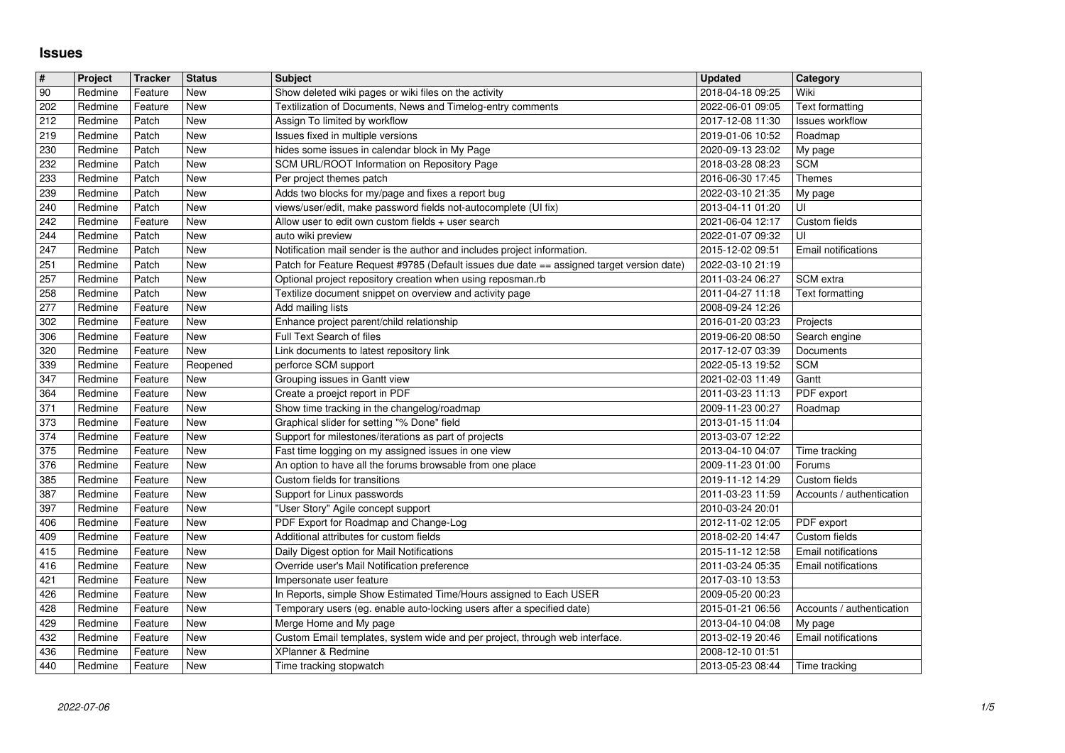# Issues

| # | Project | Tracker | Status | Subject | Updated | Category |
|---|---|---|---|---|---|---|
| 90 | Redmine | Feature | New | Show deleted wiki pages or wiki files on the activity | 2018-04-18 09:25 | Wiki |
| 202 | Redmine | Feature | New | Textilization of Documents, News and Timelog-entry comments | 2022-06-01 09:05 | Text formatting |
| 212 | Redmine | Patch | New | Assign To limited by workflow | 2017-12-08 11:30 | Issues workflow |
| 219 | Redmine | Patch | New | Issues fixed in multiple versions | 2019-01-06 10:52 | Roadmap |
| 230 | Redmine | Patch | New | hides some issues in calendar block in My Page | 2020-09-13 23:02 | My page |
| 232 | Redmine | Patch | New | SCM URL/ROOT Information on Repository Page | 2018-03-28 08:23 | SCM |
| 233 | Redmine | Patch | New | Per project themes patch | 2016-06-30 17:45 | Themes |
| 239 | Redmine | Patch | New | Adds two blocks for my/page and fixes a report bug | 2022-03-10 21:35 | My page |
| 240 | Redmine | Patch | New | views/user/edit, make password fields not-autocomplete (UI fix) | 2013-04-11 01:20 | UI |
| 242 | Redmine | Feature | New | Allow user to edit own custom fields + user search | 2021-06-04 12:17 | Custom fields |
| 244 | Redmine | Patch | New | auto wiki preview | 2022-01-07 09:32 | UI |
| 247 | Redmine | Patch | New | Notification mail sender is the author and includes project information. | 2015-12-02 09:51 | Email notifications |
| 251 | Redmine | Patch | New | Patch for Feature Request #9785 (Default issues due date == assigned target version date) | 2022-03-10 21:19 | |
| 257 | Redmine | Patch | New | Optional project repository creation when using reposman.rb | 2011-03-24 06:27 | SCM extra |
| 258 | Redmine | Patch | New | Textilize document snippet on overview and activity page | 2011-04-27 11:18 | Text formatting |
| 277 | Redmine | Feature | New | Add mailing lists | 2008-09-24 12:26 | |
| 302 | Redmine | Feature | New | Enhance project parent/child relationship | 2016-01-20 03:23 | Projects |
| 306 | Redmine | Feature | New | Full Text Search of files | 2019-06-20 08:50 | Search engine |
| 320 | Redmine | Feature | New | Link documents to latest repository link | 2017-12-07 03:39 | Documents |
| 339 | Redmine | Feature | Reopened | perforce SCM support | 2022-05-13 19:52 | SCM |
| 347 | Redmine | Feature | New | Grouping issues in Gantt view | 2021-02-03 11:49 | Gantt |
| 364 | Redmine | Feature | New | Create a proejct report in PDF | 2011-03-23 11:13 | PDF export |
| 371 | Redmine | Feature | New | Show time tracking in the changelog/roadmap | 2009-11-23 00:27 | Roadmap |
| 373 | Redmine | Feature | New | Graphical slider for setting "% Done" field | 2013-01-15 11:04 | |
| 374 | Redmine | Feature | New | Support for milestones/iterations as part of projects | 2013-03-07 12:22 | |
| 375 | Redmine | Feature | New | Fast time logging on my assigned issues in one view | 2013-04-10 04:07 | Time tracking |
| 376 | Redmine | Feature | New | An option to have all the forums browsable from one place | 2009-11-23 01:00 | Forums |
| 385 | Redmine | Feature | New | Custom fields for transitions | 2019-11-12 14:29 | Custom fields |
| 387 | Redmine | Feature | New | Support for Linux passwords | 2011-03-23 11:59 | Accounts / authentication |
| 397 | Redmine | Feature | New | "User Story" Agile concept support | 2010-03-24 20:01 | |
| 406 | Redmine | Feature | New | PDF Export for Roadmap and Change-Log | 2012-11-02 12:05 | PDF export |
| 409 | Redmine | Feature | New | Additional attributes for custom fields | 2018-02-20 14:47 | Custom fields |
| 415 | Redmine | Feature | New | Daily Digest option for Mail Notifications | 2015-11-12 12:58 | Email notifications |
| 416 | Redmine | Feature | New | Override user's Mail Notification preference | 2011-03-24 05:35 | Email notifications |
| 421 | Redmine | Feature | New | Impersonate user feature | 2017-03-10 13:53 | |
| 426 | Redmine | Feature | New | In Reports, simple Show Estimated Time/Hours assigned to Each USER | 2009-05-20 00:23 | |
| 428 | Redmine | Feature | New | Temporary users (eg. enable auto-locking users after a specified date) | 2015-01-21 06:56 | Accounts / authentication |
| 429 | Redmine | Feature | New | Merge Home and My page | 2013-04-10 04:08 | My page |
| 432 | Redmine | Feature | New | Custom Email templates, system wide and per project, through web interface. | 2013-02-19 20:46 | Email notifications |
| 436 | Redmine | Feature | New | XPlanner & Redmine | 2008-12-10 01:51 | |
| 440 | Redmine | Feature | New | Time tracking stopwatch | 2013-05-23 08:44 | Time tracking |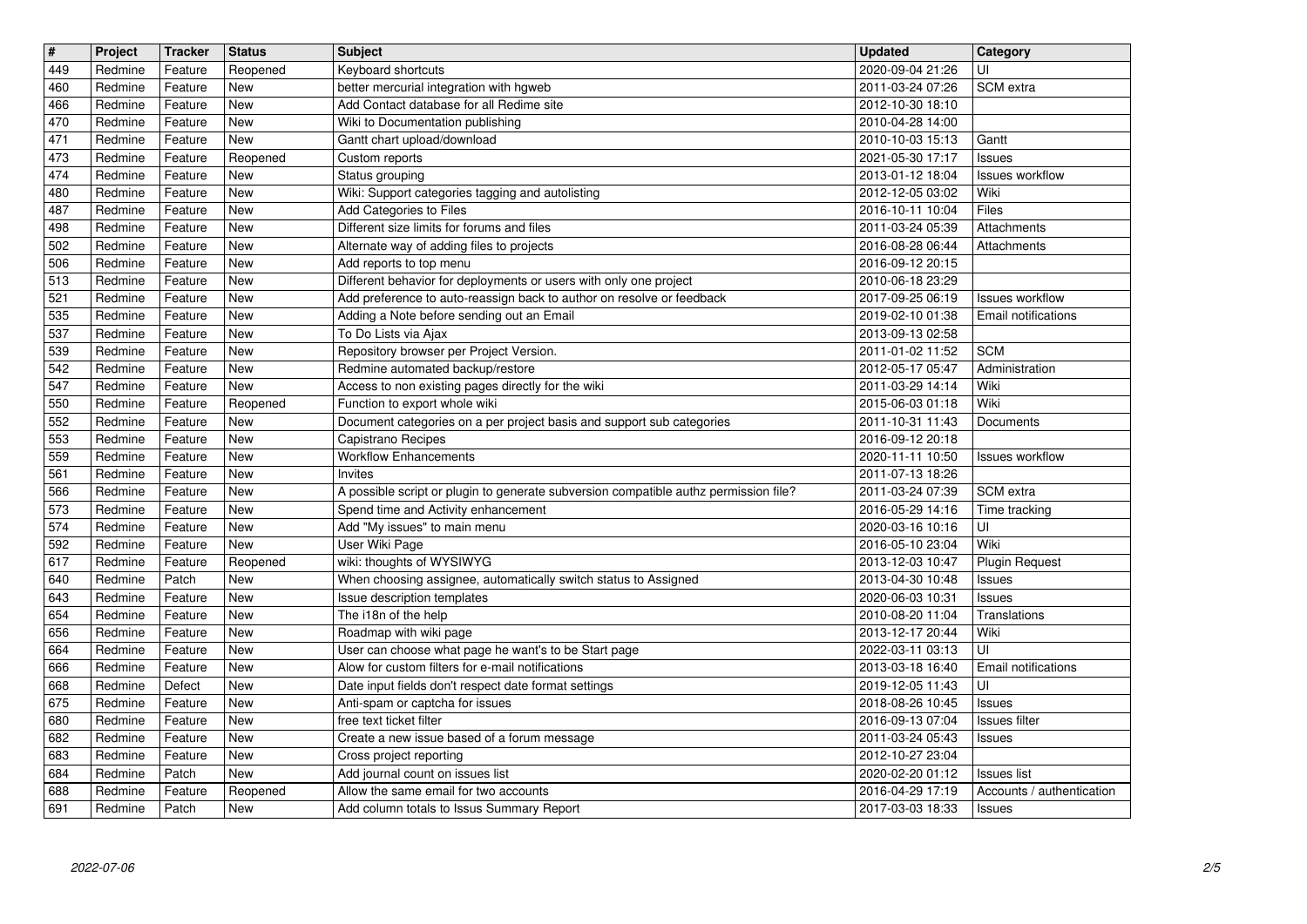| # | Project | Tracker | Status | Subject | Updated | Category |
| --- | --- | --- | --- | --- | --- | --- |
| 449 | Redmine | Feature | Reopened | Keyboard shortcuts | 2020-09-04 21:26 | UI |
| 460 | Redmine | Feature | New | better mercurial integration with hgweb | 2011-03-24 07:26 | SCM extra |
| 466 | Redmine | Feature | New | Add Contact database for all Redime site | 2012-10-30 18:10 | |
| 470 | Redmine | Feature | New | Wiki to Documentation publishing | 2010-04-28 14:00 | |
| 471 | Redmine | Feature | New | Gantt chart upload/download | 2010-10-03 15:13 | Gantt |
| 473 | Redmine | Feature | Reopened | Custom reports | 2021-05-30 17:17 | Issues |
| 474 | Redmine | Feature | New | Status grouping | 2013-01-12 18:04 | Issues workflow |
| 480 | Redmine | Feature | New | Wiki: Support categories tagging and autolisting | 2012-12-05 03:02 | Wiki |
| 487 | Redmine | Feature | New | Add Categories to Files | 2016-10-11 10:04 | Files |
| 498 | Redmine | Feature | New | Different size limits for forums and files | 2011-03-24 05:39 | Attachments |
| 502 | Redmine | Feature | New | Alternate way of adding files to projects | 2016-08-28 06:44 | Attachments |
| 506 | Redmine | Feature | New | Add reports to top menu | 2016-09-12 20:15 | |
| 513 | Redmine | Feature | New | Different behavior for deployments or users with only one project | 2010-06-18 23:29 | |
| 521 | Redmine | Feature | New | Add preference to auto-reassign back to author on resolve or feedback | 2017-09-25 06:19 | Issues workflow |
| 535 | Redmine | Feature | New | Adding a Note before sending out an Email | 2019-02-10 01:38 | Email notifications |
| 537 | Redmine | Feature | New | To Do Lists via Ajax | 2013-09-13 02:58 | |
| 539 | Redmine | Feature | New | Repository browser per Project Version. | 2011-01-02 11:52 | SCM |
| 542 | Redmine | Feature | New | Redmine automated backup/restore | 2012-05-17 05:47 | Administration |
| 547 | Redmine | Feature | New | Access to non existing pages directly for the wiki | 2011-03-29 14:14 | Wiki |
| 550 | Redmine | Feature | Reopened | Function to export whole wiki | 2015-06-03 01:18 | Wiki |
| 552 | Redmine | Feature | New | Document categories on a per project basis and support sub categories | 2011-10-31 11:43 | Documents |
| 553 | Redmine | Feature | New | Capistrano Recipes | 2016-09-12 20:18 | |
| 559 | Redmine | Feature | New | Workflow Enhancements | 2020-11-11 10:50 | Issues workflow |
| 561 | Redmine | Feature | New | Invites | 2011-07-13 18:26 | |
| 566 | Redmine | Feature | New | A possible script or plugin to generate subversion compatible authz permission file? | 2011-03-24 07:39 | SCM extra |
| 573 | Redmine | Feature | New | Spend time and Activity enhancement | 2016-05-29 14:16 | Time tracking |
| 574 | Redmine | Feature | New | Add "My issues" to main menu | 2020-03-16 10:16 | UI |
| 592 | Redmine | Feature | New | User Wiki Page | 2016-05-10 23:04 | Wiki |
| 617 | Redmine | Feature | Reopened | wiki: thoughts of WYSIWYG | 2013-12-03 10:47 | Plugin Request |
| 640 | Redmine | Patch | New | When choosing assignee, automatically switch status to Assigned | 2013-04-30 10:48 | Issues |
| 643 | Redmine | Feature | New | Issue description templates | 2020-06-03 10:31 | Issues |
| 654 | Redmine | Feature | New | The i18n of the help | 2010-08-20 11:04 | Translations |
| 656 | Redmine | Feature | New | Roadmap with wiki page | 2013-12-17 20:44 | Wiki |
| 664 | Redmine | Feature | New | User can choose what page he wan't to be Start page | 2022-03-11 03:13 | UI |
| 666 | Redmine | Feature | New | Alow for custom filters for e-mail notifications | 2013-03-18 16:40 | Email notifications |
| 668 | Redmine | Defect | New | Date input fields don't respect date format settings | 2019-12-05 11:43 | UI |
| 675 | Redmine | Feature | New | Anti-spam or captcha for issues | 2018-08-26 10:45 | Issues |
| 680 | Redmine | Feature | New | free text ticket filter | 2016-09-13 07:04 | Issues filter |
| 682 | Redmine | Feature | New | Create a new issue based of a forum message | 2011-03-24 05:43 | Issues |
| 683 | Redmine | Feature | New | Cross project reporting | 2012-10-27 23:04 | |
| 684 | Redmine | Patch | New | Add journal count on issues list | 2020-02-20 01:12 | Issues list |
| 688 | Redmine | Feature | Reopened | Allow the same email for two accounts | 2016-04-29 17:19 | Accounts / authentication |
| 691 | Redmine | Patch | New | Add column totals to Issus Summary Report | 2017-03-03 18:33 | Issues |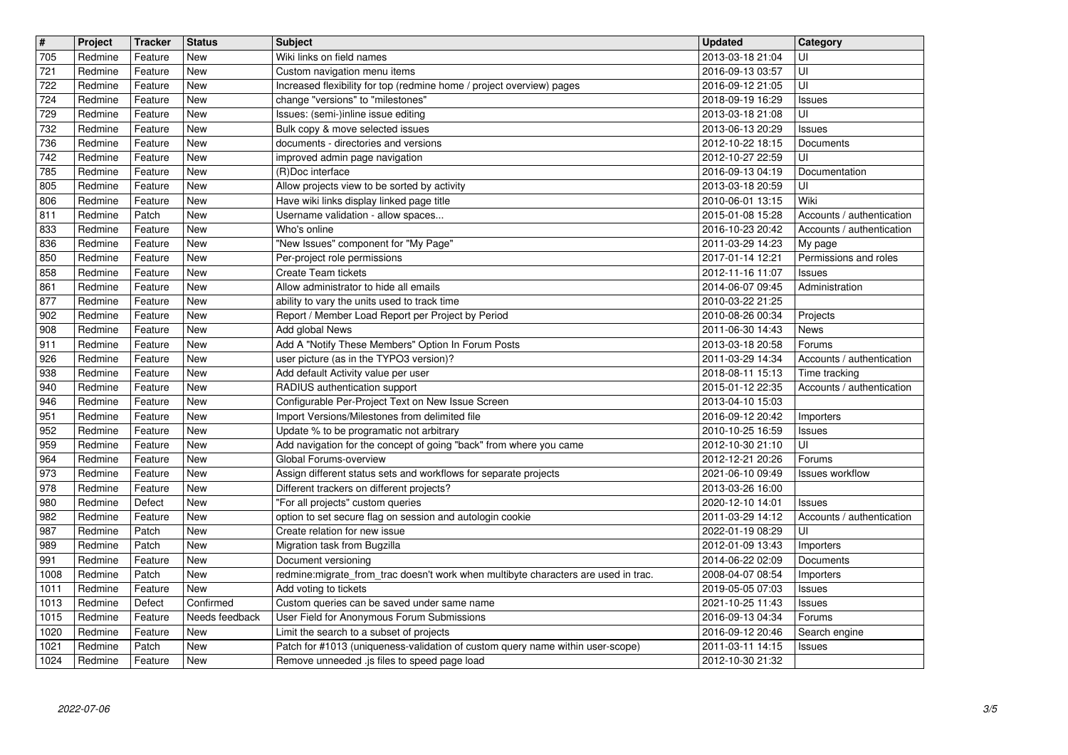| # | Project | Tracker | Status | Subject | Updated | Category |
|---|---|---|---|---|---|---|
| 705 | Redmine | Feature | New | Wiki links on field names | 2013-03-18 21:04 | UI |
| 721 | Redmine | Feature | New | Custom navigation menu items | 2016-09-13 03:57 | UI |
| 722 | Redmine | Feature | New | Increased flexibility for top (redmine home / project overview) pages | 2016-09-12 21:05 | UI |
| 724 | Redmine | Feature | New | change "versions" to "milestones" | 2018-09-19 16:29 | Issues |
| 729 | Redmine | Feature | New | Issues: (semi-)inline issue editing | 2013-03-18 21:08 | UI |
| 732 | Redmine | Feature | New | Bulk copy & move selected issues | 2013-06-13 20:29 | Issues |
| 736 | Redmine | Feature | New | documents - directories and versions | 2012-10-22 18:15 | Documents |
| 742 | Redmine | Feature | New | improved admin page navigation | 2012-10-27 22:59 | UI |
| 785 | Redmine | Feature | New | (R)Doc interface | 2016-09-13 04:19 | Documentation |
| 805 | Redmine | Feature | New | Allow projects view to be sorted by activity | 2013-03-18 20:59 | UI |
| 806 | Redmine | Feature | New | Have wiki links display linked page title | 2010-06-01 13:15 | Wiki |
| 811 | Redmine | Patch | New | Username validation - allow spaces... | 2015-01-08 15:28 | Accounts / authentication |
| 833 | Redmine | Feature | New | Who's online | 2016-10-23 20:42 | Accounts / authentication |
| 836 | Redmine | Feature | New | "New Issues" component for "My Page" | 2011-03-29 14:23 | My page |
| 850 | Redmine | Feature | New | Per-project role permissions | 2017-01-14 12:21 | Permissions and roles |
| 858 | Redmine | Feature | New | Create Team tickets | 2012-11-16 11:07 | Issues |
| 861 | Redmine | Feature | New | Allow administrator to hide all emails | 2014-06-07 09:45 | Administration |
| 877 | Redmine | Feature | New | ability to vary the units used to track time | 2010-03-22 21:25 | |
| 902 | Redmine | Feature | New | Report / Member Load Report per Project by Period | 2010-08-26 00:34 | Projects |
| 908 | Redmine | Feature | New | Add global News | 2011-06-30 14:43 | News |
| 911 | Redmine | Feature | New | Add A "Notify These Members" Option In Forum Posts | 2013-03-18 20:58 | Forums |
| 926 | Redmine | Feature | New | user picture (as in the TYPO3 version)? | 2011-03-29 14:34 | Accounts / authentication |
| 938 | Redmine | Feature | New | Add default Activity value per user | 2018-08-11 15:13 | Time tracking |
| 940 | Redmine | Feature | New | RADIUS authentication support | 2015-01-12 22:35 | Accounts / authentication |
| 946 | Redmine | Feature | New | Configurable Per-Project Text on New Issue Screen | 2013-04-10 15:03 | |
| 951 | Redmine | Feature | New | Import Versions/Milestones from delimited file | 2016-09-12 20:42 | Importers |
| 952 | Redmine | Feature | New | Update % to be programatic not arbitrary | 2010-10-25 16:59 | Issues |
| 959 | Redmine | Feature | New | Add navigation for the concept of going "back" from where you came | 2012-10-30 21:10 | UI |
| 964 | Redmine | Feature | New | Global Forums-overview | 2012-12-21 20:26 | Forums |
| 973 | Redmine | Feature | New | Assign different status sets and workflows for separate projects | 2021-06-10 09:49 | Issues workflow |
| 978 | Redmine | Feature | New | Different trackers on different projects? | 2013-03-26 16:00 | |
| 980 | Redmine | Defect | New | "For all projects" custom queries | 2020-12-10 14:01 | Issues |
| 982 | Redmine | Feature | New | option to set secure flag on session and autologin cookie | 2011-03-29 14:12 | Accounts / authentication |
| 987 | Redmine | Patch | New | Create relation for new issue | 2022-01-19 08:29 | UI |
| 989 | Redmine | Patch | New | Migration task from Bugzilla | 2012-01-09 13:43 | Importers |
| 991 | Redmine | Feature | New | Document versioning | 2014-06-22 02:09 | Documents |
| 1008 | Redmine | Patch | New | redmine:migrate_from_trac doesn't work when multibyte characters are used in trac. | 2008-04-07 08:54 | Importers |
| 1011 | Redmine | Feature | New | Add voting to tickets | 2019-05-05 07:03 | Issues |
| 1013 | Redmine | Defect | Confirmed | Custom queries can be saved under same name | 2021-10-25 11:43 | Issues |
| 1015 | Redmine | Feature | Needs feedback | User Field for Anonymous Forum Submissions | 2016-09-13 04:34 | Forums |
| 1020 | Redmine | Feature | New | Limit the search to a subset of projects | 2016-09-12 20:46 | Search engine |
| 1021 | Redmine | Patch | New | Patch for #1013 (uniqueness-validation of custom query name within user-scope) | 2011-03-11 14:15 | Issues |
| 1024 | Redmine | Feature | New | Remove unneeded .js files to speed page load | 2012-10-30 21:32 | |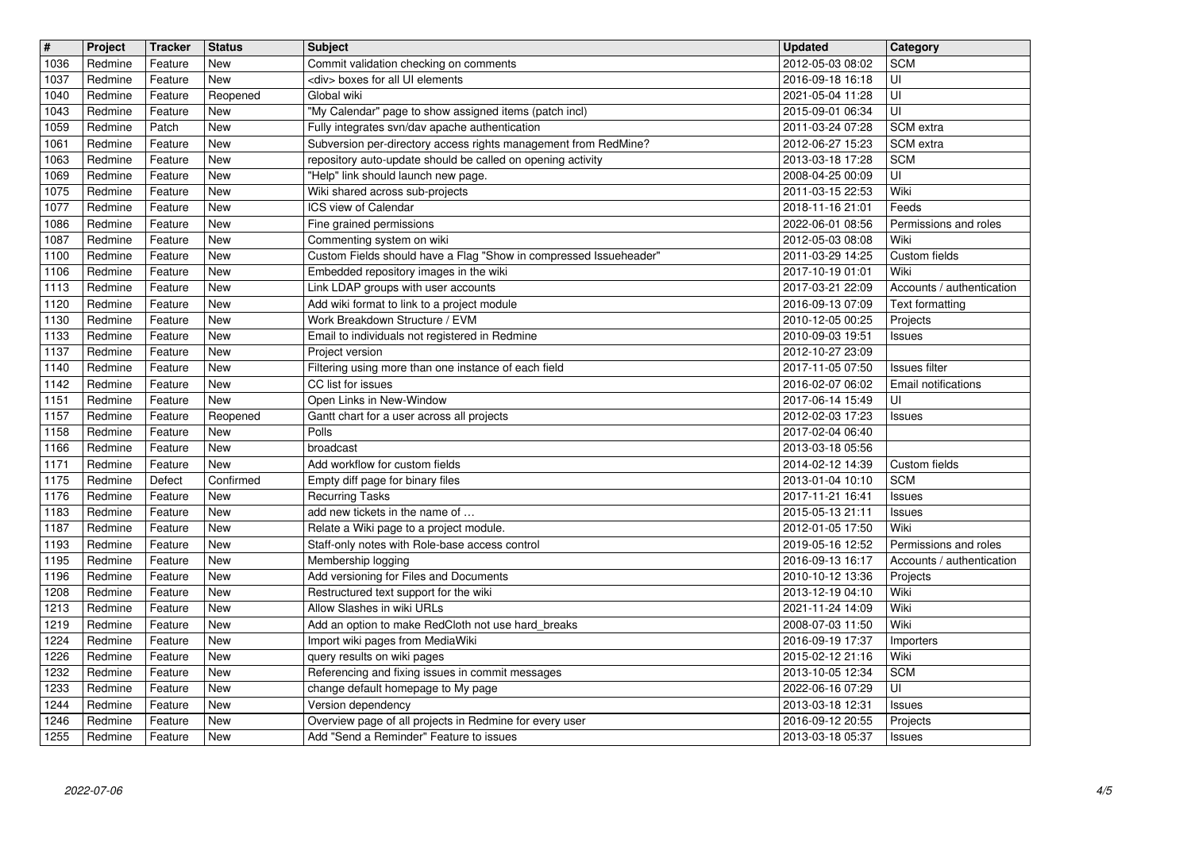| # | Project | Tracker | Status | Subject | Updated | Category |
|---|---|---|---|---|---|---|
| 1036 | Redmine | Feature | New | Commit validation checking on comments | 2012-05-03 08:02 | SCM |
| 1037 | Redmine | Feature | New | <div> boxes for all UI elements | 2016-09-18 16:18 | UI |
| 1040 | Redmine | Feature | Reopened | Global wiki | 2021-05-04 11:28 | UI |
| 1043 | Redmine | Feature | New | "My Calendar" page to show assigned items (patch incl) | 2015-09-01 06:34 | UI |
| 1059 | Redmine | Patch | New | Fully integrates svn/dav apache authentication | 2011-03-24 07:28 | SCM extra |
| 1061 | Redmine | Feature | New | Subversion per-directory access rights management from RedMine? | 2012-06-27 15:23 | SCM extra |
| 1063 | Redmine | Feature | New | repository auto-update should be called on opening activity | 2013-03-18 17:28 | SCM |
| 1069 | Redmine | Feature | New | "Help" link should launch new page. | 2008-04-25 00:09 | UI |
| 1075 | Redmine | Feature | New | Wiki shared across sub-projects | 2011-03-15 22:53 | Wiki |
| 1077 | Redmine | Feature | New | ICS view of Calendar | 2018-11-16 21:01 | Feeds |
| 1086 | Redmine | Feature | New | Fine grained permissions | 2022-06-01 08:56 | Permissions and roles |
| 1087 | Redmine | Feature | New | Commenting system on wiki | 2012-05-03 08:08 | Wiki |
| 1100 | Redmine | Feature | New | Custom Fields should have a Flag "Show in compressed Issueheader" | 2011-03-29 14:25 | Custom fields |
| 1106 | Redmine | Feature | New | Embedded repository images in the wiki | 2017-10-19 01:01 | Wiki |
| 1113 | Redmine | Feature | New | Link LDAP groups with user accounts | 2017-03-21 22:09 | Accounts / authentication |
| 1120 | Redmine | Feature | New | Add wiki format to link to a project module | 2016-09-13 07:09 | Text formatting |
| 1130 | Redmine | Feature | New | Work Breakdown Structure / EVM | 2010-12-05 00:25 | Projects |
| 1133 | Redmine | Feature | New | Email to individuals not registered in Redmine | 2010-09-03 19:51 | Issues |
| 1137 | Redmine | Feature | New | Project version | 2012-10-27 23:09 | |
| 1140 | Redmine | Feature | New | Filtering using more than one instance of each field | 2017-11-05 07:50 | Issues filter |
| 1142 | Redmine | Feature | New | CC list for issues | 2016-02-07 06:02 | Email notifications |
| 1151 | Redmine | Feature | New | Open Links in New-Window | 2017-06-14 15:49 | UI |
| 1157 | Redmine | Feature | Reopened | Gantt chart for a user across all projects | 2012-02-03 17:23 | Issues |
| 1158 | Redmine | Feature | New | Polls | 2017-02-04 06:40 | |
| 1166 | Redmine | Feature | New | broadcast | 2013-03-18 05:56 | |
| 1171 | Redmine | Feature | New | Add workflow for custom fields | 2014-02-12 14:39 | Custom fields |
| 1175 | Redmine | Defect | Confirmed | Empty diff page for binary files | 2013-01-04 10:10 | SCM |
| 1176 | Redmine | Feature | New | Recurring Tasks | 2017-11-21 16:41 | Issues |
| 1183 | Redmine | Feature | New | add new tickets in the name of … | 2015-05-13 21:11 | Issues |
| 1187 | Redmine | Feature | New | Relate a Wiki page to a project module. | 2012-01-05 17:50 | Wiki |
| 1193 | Redmine | Feature | New | Staff-only notes with Role-base access control | 2019-05-16 12:52 | Permissions and roles |
| 1195 | Redmine | Feature | New | Membership logging | 2016-09-13 16:17 | Accounts / authentication |
| 1196 | Redmine | Feature | New | Add versioning for Files and Documents | 2010-10-12 13:36 | Projects |
| 1208 | Redmine | Feature | New | Restructured text support for the wiki | 2013-12-19 04:10 | Wiki |
| 1213 | Redmine | Feature | New | Allow Slashes in wiki URLs | 2021-11-24 14:09 | Wiki |
| 1219 | Redmine | Feature | New | Add an option to make RedCloth not use hard_breaks | 2008-07-03 11:50 | Wiki |
| 1224 | Redmine | Feature | New | Import wiki pages from MediaWiki | 2016-09-19 17:37 | Importers |
| 1226 | Redmine | Feature | New | query results on wiki pages | 2015-02-12 21:16 | Wiki |
| 1232 | Redmine | Feature | New | Referencing and fixing issues in commit messages | 2013-10-05 12:34 | SCM |
| 1233 | Redmine | Feature | New | change default homepage to My page | 2022-06-16 07:29 | UI |
| 1244 | Redmine | Feature | New | Version dependency | 2013-03-18 12:31 | Issues |
| 1246 | Redmine | Feature | New | Overview page of all projects in Redmine for every user | 2016-09-12 20:55 | Projects |
| 1255 | Redmine | Feature | New | Add "Send a Reminder" Feature to issues | 2013-03-18 05:37 | Issues |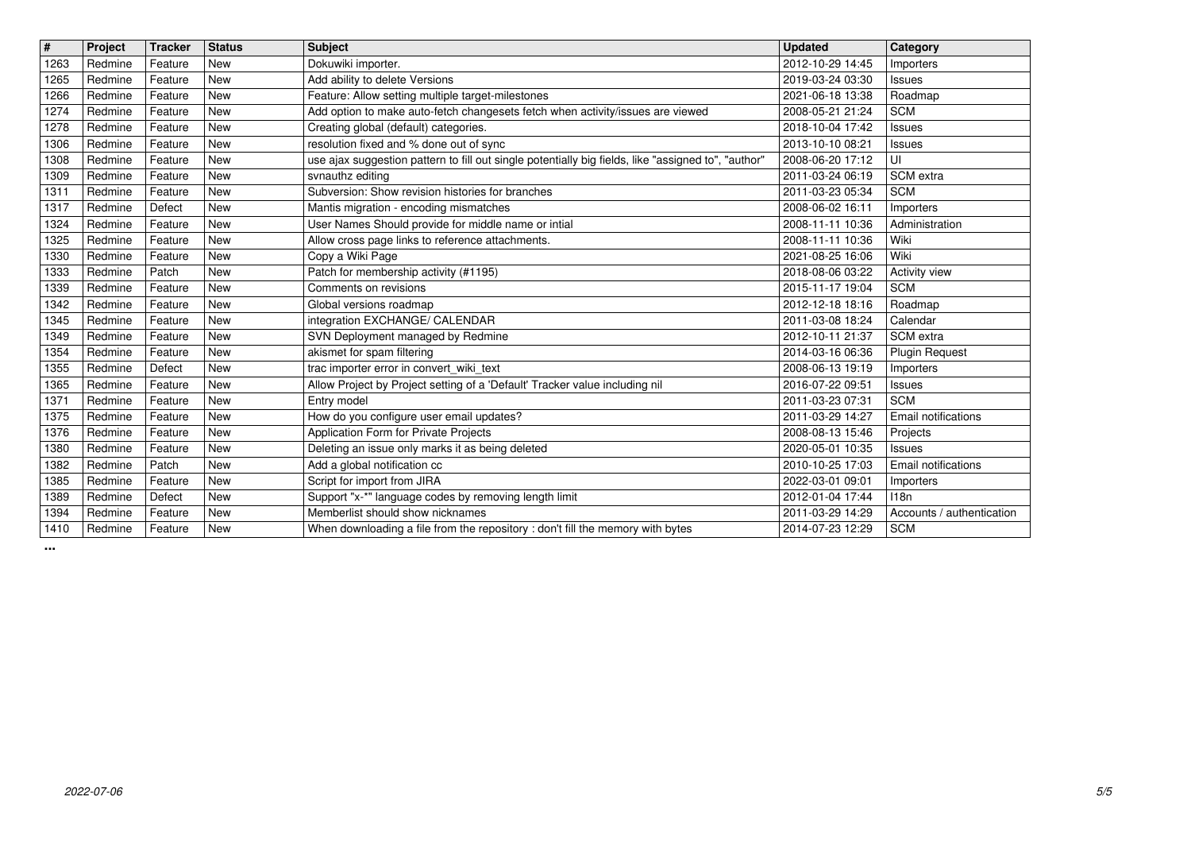| # | Project | Tracker | Status | Subject | Updated | Category |
|---|---|---|---|---|---|---|
| 1263 | Redmine | Feature | New | Dokuwiki importer. | 2012-10-29 14:45 | Importers |
| 1265 | Redmine | Feature | New | Add ability to delete Versions | 2019-03-24 03:30 | Issues |
| 1266 | Redmine | Feature | New | Feature: Allow setting multiple target-milestones | 2021-06-18 13:38 | Roadmap |
| 1274 | Redmine | Feature | New | Add option to make auto-fetch changesets fetch when activity/issues are viewed | 2008-05-21 21:24 | SCM |
| 1278 | Redmine | Feature | New | Creating global (default) categories. | 2018-10-04 17:42 | Issues |
| 1306 | Redmine | Feature | New | resolution fixed and % done out of sync | 2013-10-10 08:21 | Issues |
| 1308 | Redmine | Feature | New | use ajax suggestion pattern to fill out single potentially big fields, like "assigned to", "author" | 2008-06-20 17:12 | UI |
| 1309 | Redmine | Feature | New | svnauthz editing | 2011-03-24 06:19 | SCM extra |
| 1311 | Redmine | Feature | New | Subversion: Show revision histories for branches | 2011-03-23 05:34 | SCM |
| 1317 | Redmine | Defect | New | Mantis migration - encoding mismatches | 2008-06-02 16:11 | Importers |
| 1324 | Redmine | Feature | New | User Names Should provide for middle name or intial | 2008-11-11 10:36 | Administration |
| 1325 | Redmine | Feature | New | Allow cross page links to reference attachments. | 2008-11-11 10:36 | Wiki |
| 1330 | Redmine | Feature | New | Copy a Wiki Page | 2021-08-25 16:06 | Wiki |
| 1333 | Redmine | Patch | New | Patch for membership activity (#1195) | 2018-08-06 03:22 | Activity view |
| 1339 | Redmine | Feature | New | Comments on revisions | 2015-11-17 19:04 | SCM |
| 1342 | Redmine | Feature | New | Global versions roadmap | 2012-12-18 18:16 | Roadmap |
| 1345 | Redmine | Feature | New | integration EXCHANGE/ CALENDAR | 2011-03-08 18:24 | Calendar |
| 1349 | Redmine | Feature | New | SVN Deployment managed by Redmine | 2012-10-11 21:37 | SCM extra |
| 1354 | Redmine | Feature | New | akismet for spam filtering | 2014-03-16 06:36 | Plugin Request |
| 1355 | Redmine | Defect | New | trac importer error in convert_wiki_text | 2008-06-13 19:19 | Importers |
| 1365 | Redmine | Feature | New | Allow Project by Project setting of a 'Default' Tracker value including nil | 2016-07-22 09:51 | Issues |
| 1371 | Redmine | Feature | New | Entry model | 2011-03-23 07:31 | SCM |
| 1375 | Redmine | Feature | New | How do you configure user email updates? | 2011-03-29 14:27 | Email notifications |
| 1376 | Redmine | Feature | New | Application Form for Private Projects | 2008-08-13 15:46 | Projects |
| 1380 | Redmine | Feature | New | Deleting an issue only marks it as being deleted | 2020-05-01 10:35 | Issues |
| 1382 | Redmine | Patch | New | Add a global notification cc | 2010-10-25 17:03 | Email notifications |
| 1385 | Redmine | Feature | New | Script for import from JIRA | 2022-03-01 09:01 | Importers |
| 1389 | Redmine | Defect | New | Support "x-*" language codes by removing length limit | 2012-01-04 17:44 | I18n |
| 1394 | Redmine | Feature | New | Memberlist should show nicknames | 2011-03-29 14:29 | Accounts / authentication |
| 1410 | Redmine | Feature | New | When downloading a file from the repository : don't fill the memory with bytes | 2014-07-23 12:29 | SCM |

...